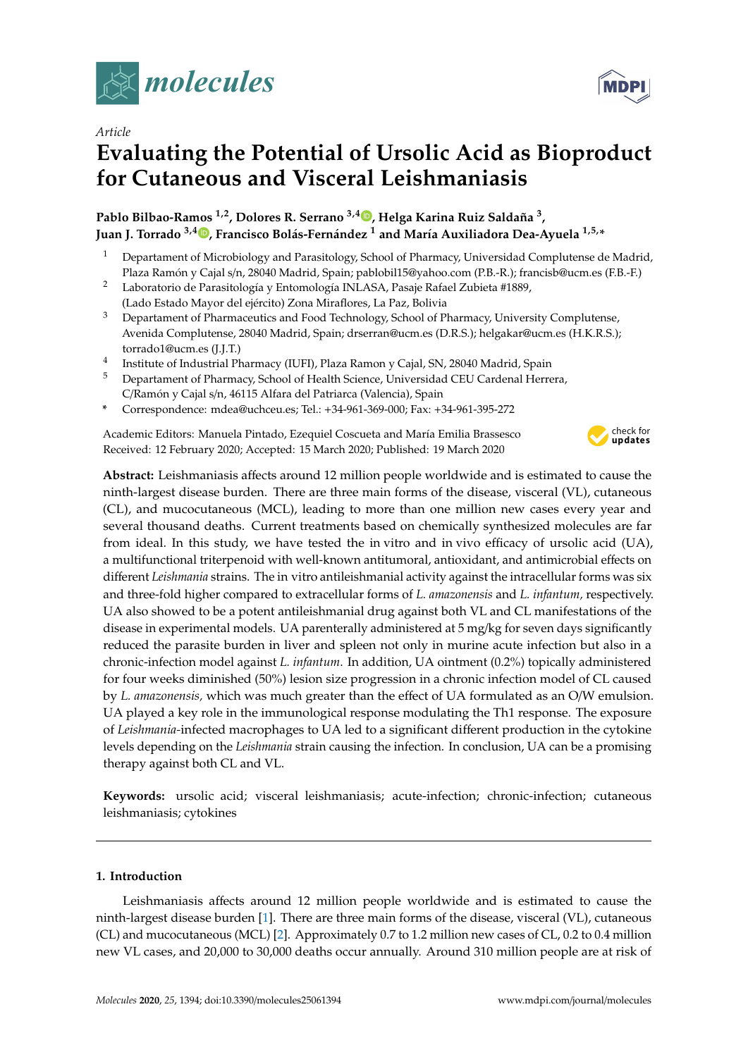*Article*

# Evaluating the Potential of Ursolic Acid as Bioproduct for Cutaneous and Visceral Leishmaniasis

**Pablo Bilbao-Ramos [1,2], Dolores R. Serrano [3,4], Helga Karina Ruiz Saldaña [3], Juan J. Torrado [3,4], Francisco Bolás-Fernández [1] and María Auxiliadora Dea-Ayuela [1,5,*]**

1. Departament of Microbiology and Parasitology, School of Pharmacy, Universidad Complutense de Madrid, Plaza Ramón y Cajal s/n, 28040 Madrid, Spain; pablobil15@yahoo.com (P.B.-R.); francisb@ucm.es (F.B.-F.)
2. Laboratorio de Parasitología y Entomología INLASA, Pasaje Rafael Zubieta #1889, (Lado Estado Mayor del ejército) Zona Miraflores, La Paz, Bolivia
3. Departament of Pharmaceutics and Food Technology, School of Pharmacy, University Complutense, Avenida Complutense, 28040 Madrid, Spain; drserran@ucm.es (D.R.S.); helgakar@ucm.es (H.K.R.S.); torrado1@ucm.es (J.J.T.)
4. Institute of Industrial Pharmacy (IUFI), Plaza Ramon y Cajal, SN, 28040 Madrid, Spain
5. Departament of Pharmacy, School of Health Science, Universidad CEU Cardenal Herrera, C/Ramón y Cajal s/n, 46115 Alfara del Patriarca (Valencia), Spain

\* Correspondence: mdea@uchceu.es; Tel.: +34-961-369-000; Fax: +34-961-395-272

Academic Editors: Manuela Pintado, Ezequiel Coscueta and María Emilia Brassesco
Received: 12 February 2020; Accepted: 15 March 2020; Published: 19 March 2020

**Abstract:** Leishmaniasis affects around 12 million people worldwide and is estimated to cause the ninth-largest disease burden. There are three main forms of the disease, visceral (VL), cutaneous (CL), and mucocutaneous (MCL), leading to more than one million new cases every year and several thousand deaths. Current treatments based on chemically synthesized molecules are far from ideal. In this study, we have tested the in vitro and in vivo efficacy of ursolic acid (UA), a multifunctional triterpenoid with well-known antitumoral, antioxidant, and antimicrobial effects on different *Leishmania* strains. The in vitro antileishmanial activity against the intracellular forms was six and three-fold higher compared to extracellular forms of *L. amazonensis* and *L. infantum*, respectively. UA also showed to be a potent antileishmanial drug against both VL and CL manifestations of the disease in experimental models. UA parenterally administered at 5 mg/kg for seven days significantly reduced the parasite burden in liver and spleen not only in murine acute infection but also in a chronic-infection model against *L. infantum*. In addition, UA ointment (0.2%) topically administered for four weeks diminished (50%) lesion size progression in a chronic infection model of CL caused by *L. amazonensis*, which was much greater than the effect of UA formulated as an O/W emulsion. UA played a key role in the immunological response modulating the Th1 response. The exposure of *Leishmania*-infected macrophages to UA led to a significant different production in the cytokine levels depending on the *Leishmania* strain causing the infection. In conclusion, UA can be a promising therapy against both CL and VL.

**Keywords:** ursolic acid; visceral leishmaniasis; acute-infection; chronic-infection; cutaneous leishmaniasis; cytokines

## 1. Introduction

Leishmaniasis affects around 12 million people worldwide and is estimated to cause the ninth-largest disease burden [1]. There are three main forms of the disease, visceral (VL), cutaneous (CL) and mucocutaneous (MCL) [2]. Approximately 0.7 to 1.2 million new cases of CL, 0.2 to 0.4 million new VL cases, and 20,000 to 30,000 deaths occur annually. Around 310 million people are at risk of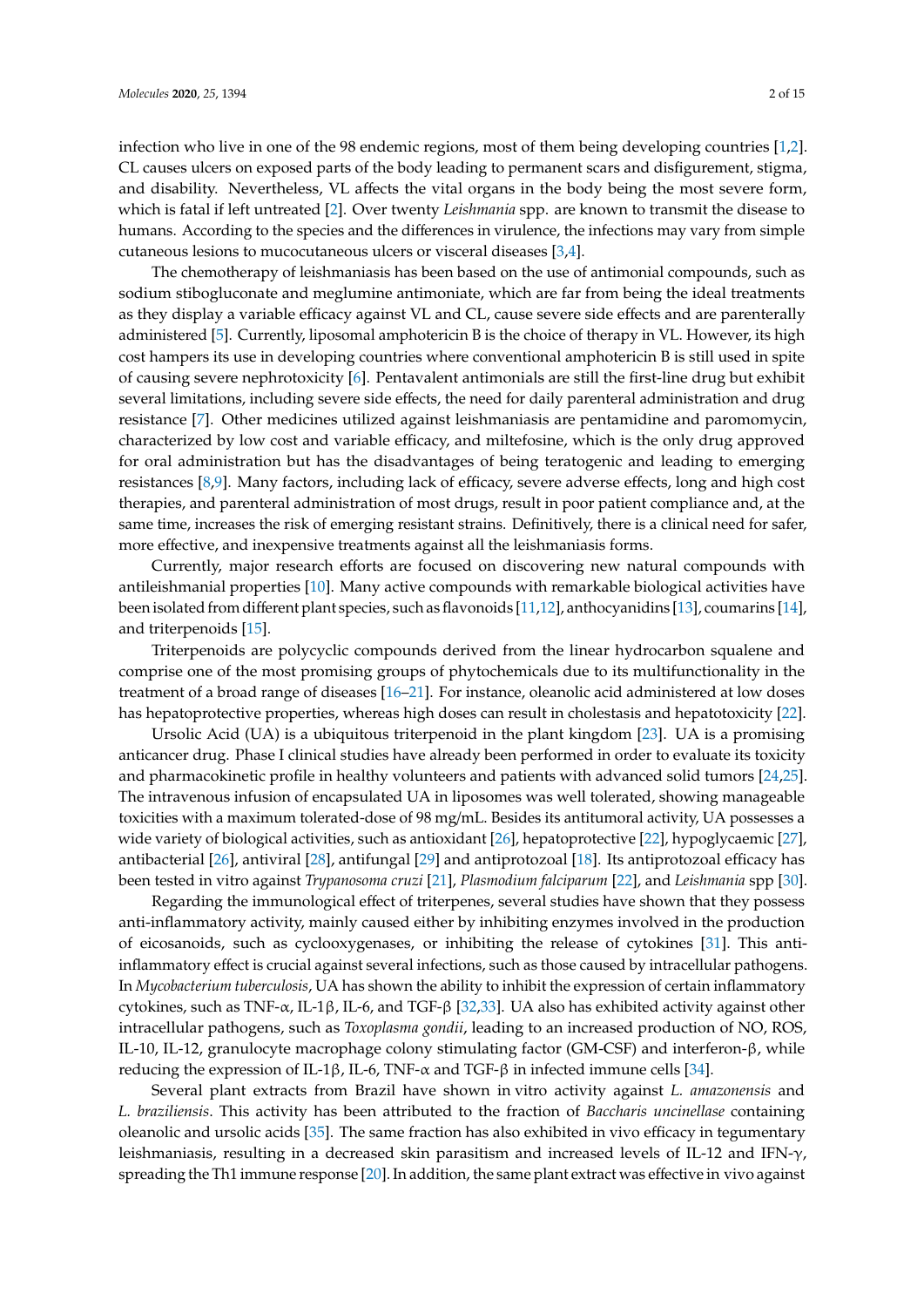infection who live in one of the 98 endemic regions, most of them being developing countries [1,2]. CL causes ulcers on exposed parts of the body leading to permanent scars and disfigurement, stigma, and disability. Nevertheless, VL affects the vital organs in the body being the most severe form, which is fatal if left untreated [2]. Over twenty *Leishmania* spp. are known to transmit the disease to humans. According to the species and the differences in virulence, the infections may vary from simple cutaneous lesions to mucocutaneous ulcers or visceral diseases [3,4].

The chemotherapy of leishmaniasis has been based on the use of antimonial compounds, such as sodium stibogluconate and meglumine antimoniate, which are far from being the ideal treatments as they display a variable efficacy against VL and CL, cause severe side effects and are parenterally administered [5]. Currently, liposomal amphotericin B is the choice of therapy in VL. However, its high cost hampers its use in developing countries where conventional amphotericin B is still used in spite of causing severe nephrotoxicity [6]. Pentavalent antimonials are still the first-line drug but exhibit several limitations, including severe side effects, the need for daily parenteral administration and drug resistance [7]. Other medicines utilized against leishmaniasis are pentamidine and paromomycin, characterized by low cost and variable efficacy, and miltefosine, which is the only drug approved for oral administration but has the disadvantages of being teratogenic and leading to emerging resistances [8,9]. Many factors, including lack of efficacy, severe adverse effects, long and high cost therapies, and parenteral administration of most drugs, result in poor patient compliance and, at the same time, increases the risk of emerging resistant strains. Definitively, there is a clinical need for safer, more effective, and inexpensive treatments against all the leishmaniasis forms.

Currently, major research efforts are focused on discovering new natural compounds with antileishmanial properties [10]. Many active compounds with remarkable biological activities have been isolated from different plant species, such as flavonoids [11,12], anthocyanidins [13], coumarins [14], and triterpenoids [15].

Triterpenoids are polycyclic compounds derived from the linear hydrocarbon squalene and comprise one of the most promising groups of phytochemicals due to its multifunctionality in the treatment of a broad range of diseases [16–21]. For instance, oleanolic acid administered at low doses has hepatoprotective properties, whereas high doses can result in cholestasis and hepatotoxicity [22].

Ursolic Acid (UA) is a ubiquitous triterpenoid in the plant kingdom [23]. UA is a promising anticancer drug. Phase I clinical studies have already been performed in order to evaluate its toxicity and pharmacokinetic profile in healthy volunteers and patients with advanced solid tumors [24,25]. The intravenous infusion of encapsulated UA in liposomes was well tolerated, showing manageable toxicities with a maximum tolerated-dose of 98 mg/mL. Besides its antitumoral activity, UA possesses a wide variety of biological activities, such as antioxidant [26], hepatoprotective [22], hypoglycaemic [27], antibacterial [26], antiviral [28], antifungal [29] and antiprotozoal [18]. Its antiprotozoal efficacy has been tested in vitro against *Trypanosoma cruzi* [21], *Plasmodium falciparum* [22], and *Leishmania* spp [30].

Regarding the immunological effect of triterpenes, several studies have shown that they possess anti-inflammatory activity, mainly caused either by inhibiting enzymes involved in the production of eicosanoids, such as cyclooxygenases, or inhibiting the release of cytokines [31]. This anti-inflammatory effect is crucial against several infections, such as those caused by intracellular pathogens. In *Mycobacterium tuberculosis*, UA has shown the ability to inhibit the expression of certain inflammatory cytokines, such as TNF-α, IL-1β, IL-6, and TGF-β [32,33]. UA also has exhibited activity against other intracellular pathogens, such as *Toxoplasma gondii*, leading to an increased production of NO, ROS, IL-10, IL-12, granulocyte macrophage colony stimulating factor (GM-CSF) and interferon-β, while reducing the expression of IL-1β, IL-6, TNF-α and TGF-β in infected immune cells [34].

Several plant extracts from Brazil have shown in vitro activity against *L. amazonensis* and *L. braziliensis*. This activity has been attributed to the fraction of *Baccharis uncinellase* containing oleanolic and ursolic acids [35]. The same fraction has also exhibited in vivo efficacy in tegumentary leishmaniasis, resulting in a decreased skin parasitism and increased levels of IL-12 and IFN-γ, spreading the Th1 immune response [20]. In addition, the same plant extract was effective in vivo against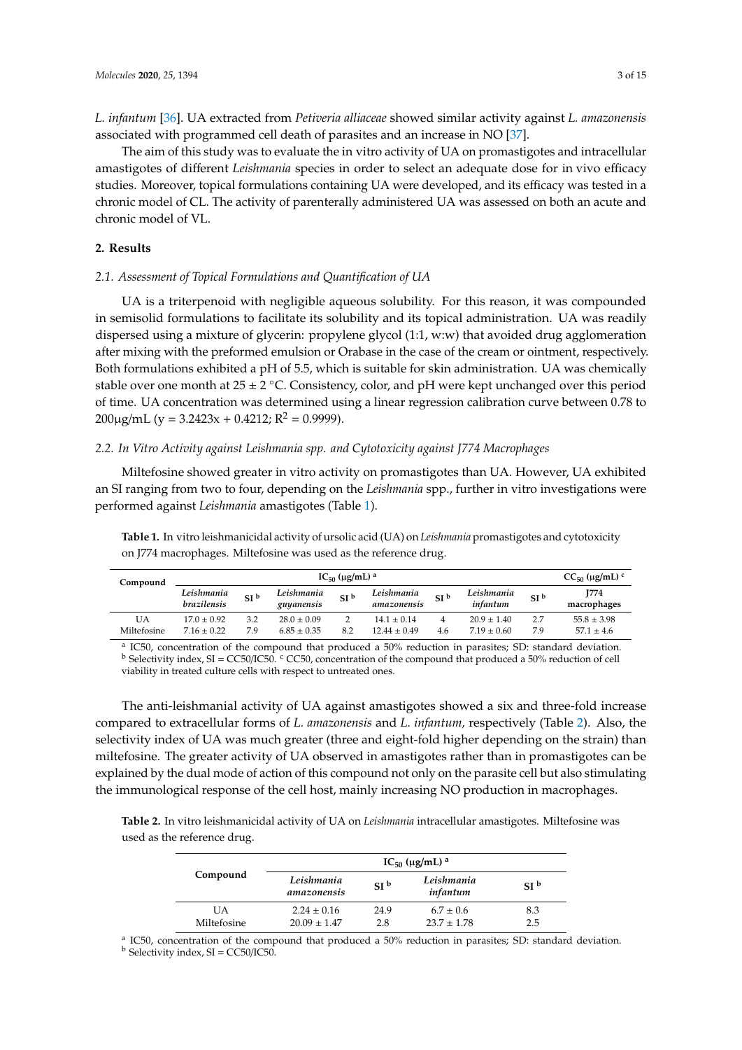*L. infantum* [36]. UA extracted from *Petiveria alliaceae* showed similar activity against *L. amazonensis* associated with programmed cell death of parasites and an increase in NO [37].

The aim of this study was to evaluate the in vitro activity of UA on promastigotes and intracellular amastigotes of different *Leishmania* species in order to select an adequate dose for in vivo efficacy studies. Moreover, topical formulations containing UA were developed, and its efficacy was tested in a chronic model of CL. The activity of parenterally administered UA was assessed on both an acute and chronic model of VL.

## 2. Results

### 2.1. Assessment of Topical Formulations and Quantification of UA

UA is a triterpenoid with negligible aqueous solubility. For this reason, it was compounded in semisolid formulations to facilitate its solubility and its topical administration. UA was readily dispersed using a mixture of glycerin: propylene glycol (1:1, w:w) that avoided drug agglomeration after mixing with the preformed emulsion or Orabase in the case of the cream or ointment, respectively. Both formulations exhibited a pH of 5.5, which is suitable for skin administration. UA was chemically stable over one month at 25 ± 2 °C. Consistency, color, and pH were kept unchanged over this period of time. UA concentration was determined using a linear regression calibration curve between 0.78 to 200μg/mL ($y = 3.2423x + 0.4212$; $R^2 = 0.9999$).

### 2.2. In Vitro Activity against Leishmania spp. and Cytotoxicity against J774 Macrophages

Miltefosine showed greater in vitro activity on promastigotes than UA. However, UA exhibited an SI ranging from two to four, depending on the *Leishmania* spp., further in vitro investigations were performed against *Leishmania* amastigotes (Table 1).

**Table 1.** In vitro leishmanicidal activity of ursolic acid (UA) on *Leishmania* promastigotes and cytotoxicity on J774 macrophages. Miltefosine was used as the reference drug.

| Compound | $IC_{50}$ (μg/mL) [a] | | | | | | | | $CC_{50}$ (μg/mL) [c] |
|---|---|---|---|---|---|---|---|---|---|
| | *Leishmania brazilensis* | SI [b] | *Leishmania guyanensis* | SI [b] | *Leishmania amazonensis* | SI [b] | *Leishmania infantum* | SI [b] | J774 macrophages |
| UA | 17.0 ± 0.92 | 3.2 | 28.0 ± 0.09 | 2 | 14.1 ± 0.14 | 4 | 20.9 ± 1.40 | 2.7 | 55.8 ± 3.98 |
| Miltefosine | 7.16 ± 0.22 | 7.9 | 6.85 ± 0.35 | 8.2 | 12.44 ± 0.49 | 4.6 | 7.19 ± 0.60 | 7.9 | 57.1 ± 4.6 |

[a] IC50, concentration of the compound that produced a 50% reduction in parasites; SD: standard deviation. [b] Selectivity index, SI = CC50/IC50. [c] CC50, concentration of the compound that produced a 50% reduction of cell viability in treated culture cells with respect to untreated ones.

The anti-leishmanial activity of UA against amastigotes showed a six and three-fold increase compared to extracellular forms of *L. amazonensis* and *L. infantum*, respectively (Table 2). Also, the selectivity index of UA was much greater (three and eight-fold higher depending on the strain) than miltefosine. The greater activity of UA observed in amastigotes rather than in promastigotes can be explained by the dual mode of action of this compound not only on the parasite cell but also stimulating the immunological response of the cell host, mainly increasing NO production in macrophages.

**Table 2.** In vitro leishmanicidal activity of UA on *Leishmania* intracellular amastigotes. Miltefosine was used as the reference drug.

| Compound | $IC_{50}$ (μg/mL) [a] | | | |
|---|---|---|---|---|
| | *Leishmania amazonensis* | SI [b] | *Leishmania infantum* | SI [b] |
| UA | 2.24 ± 0.16 | 24.9 | 6.7 ± 0.6 | 8.3 |
| Miltefosine | 20.09 ± 1.47 | 2.8 | 23.7 ± 1.78 | 2.5 |

[a] IC50, concentration of the compound that produced a 50% reduction in parasites; SD: standard deviation.
[b] Selectivity index, SI = CC50/IC50.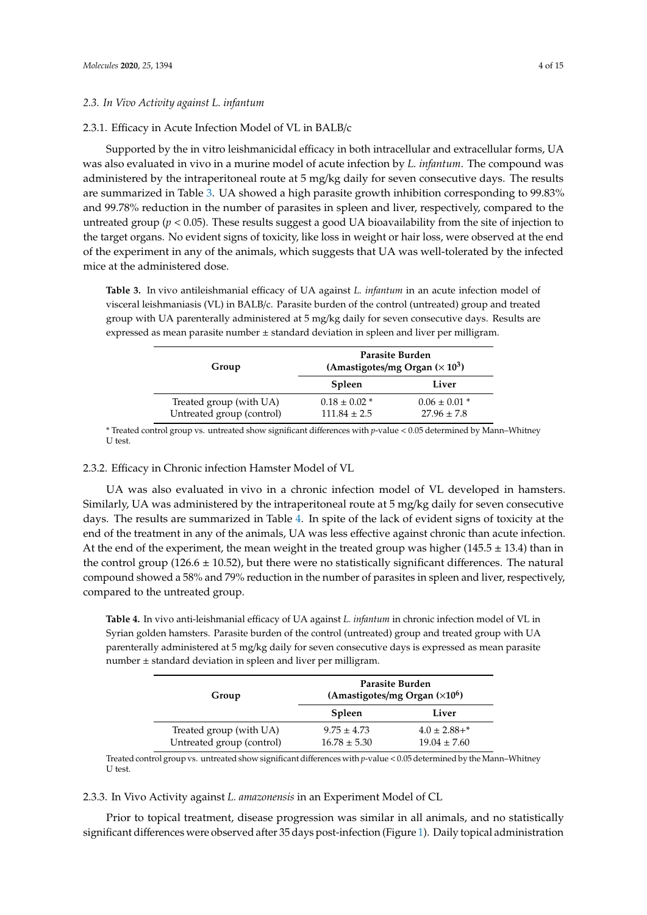### 2.3. In Vivo Activity against *L. infantum*

#### 2.3.1. Efficacy in Acute Infection Model of VL in BALB/c

Supported by the in vitro leishmanicidal efficacy in both intracellular and extracellular forms, UA was also evaluated in vivo in a murine model of acute infection by *L. infantum*. The compound was administered by the intraperitoneal route at 5 mg/kg daily for seven consecutive days. The results are summarized in Table 3. UA showed a high parasite growth inhibition corresponding to 99.83% and 99.78% reduction in the number of parasites in spleen and liver, respectively, compared to the untreated group ($p < 0.05$). These results suggest a good UA bioavailability from the site of injection to the target organs. No evident signs of toxicity, like loss in weight or hair loss, were observed at the end of the experiment in any of the animals, which suggests that UA was well-tolerated by the infected mice at the administered dose.

**Table 3.** In vivo antileishmanial efficacy of UA against *L. infantum* in an acute infection model of visceral leishmaniasis (VL) in BALB/c. Parasite burden of the control (untreated) group and treated group with UA parenterally administered at 5 mg/kg daily for seven consecutive days. Results are expressed as mean parasite number ± standard deviation in spleen and liver per milligram.

| Group | Parasite Burden (Amastigotes/mg Organ ($\times 10^3$) | |
|---|---|---|
| | **Spleen** | **Liver** |
| Treated group (with UA) | 0.18 ± 0.02 * | 0.06 ± 0.01 * |
| Untreated group (control) | 111.84 ± 2.5 | 27.96 ± 7.8 |

* Treated control group vs. untreated show significant differences with *p*-value < 0.05 determined by Mann–Whitney U test.

#### 2.3.2. Efficacy in Chronic infection Hamster Model of VL

UA was also evaluated in vivo in a chronic infection model of VL developed in hamsters. Similarly, UA was administered by the intraperitoneal route at 5 mg/kg daily for seven consecutive days. The results are summarized in Table 4. In spite of the lack of evident signs of toxicity at the end of the treatment in any of the animals, UA was less effective against chronic than acute infection. At the end of the experiment, the mean weight in the treated group was higher (145.5 ± 13.4) than in the control group (126.6 ± 10.52), but there were no statistically significant differences. The natural compound showed a 58% and 79% reduction in the number of parasites in spleen and liver, respectively, compared to the untreated group.

**Table 4.** In vivo anti-leishmanial efficacy of UA against *L. infantum* in chronic infection model of VL in Syrian golden hamsters. Parasite burden of the control (untreated) group and treated group with UA parenterally administered at 5 mg/kg daily for seven consecutive days is expressed as mean parasite number ± standard deviation in spleen and liver per milligram.

| Group | Parasite Burden (Amastigotes/mg Organ ($\times 10^6$) | |
|---|---|---|
| | **Spleen** | **Liver** |
| Treated group (with UA) | 9.75 ± 4.73 | 4.0 ± 2.88+* |
| Untreated group (control) | 16.78 ± 5.30 | 19.04 ± 7.60 |

Treated control group vs. untreated show significant differences with *p*-value < 0.05 determined by the Mann–Whitney U test.

#### 2.3.3. In Vivo Activity against *L. amazonensis* in an Experiment Model of CL

Prior to topical treatment, disease progression was similar in all animals, and no statistically significant differences were observed after 35 days post-infection (Figure 1). Daily topical administration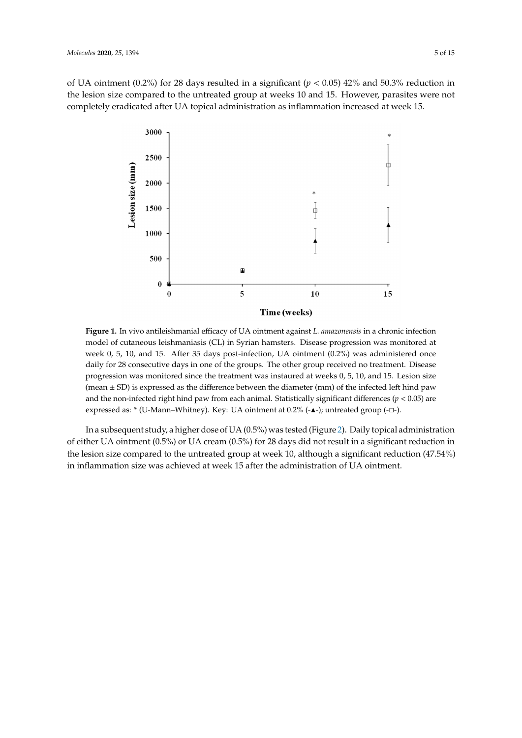of UA ointment (0.2%) for 28 days resulted in a significant ($p < 0.05$) 42% and 50.3% reduction in the lesion size compared to the untreated group at weeks 10 and 15. However, parasites were not completely eradicated after UA topical administration as inflammation increased at week 15.

**Figure 1.** In vivo antileishmanial efficacy of UA ointment against *L. amazonensis* in a chronic infection model of cutaneous leishmaniasis (CL) in Syrian hamsters. Disease progression was monitored at week 0, 5, 10, and 15. After 35 days post-infection, UA ointment (0.2%) was administered once daily for 28 consecutive days in one of the groups. The other group received no treatment. Disease progression was monitored since the treatment was instaured at weeks 0, 5, 10, and 15. Lesion size (mean ± SD) is expressed as the difference between the diameter (mm) of the infected left hind paw and the non-infected right hind paw from each animal. Statistically significant differences ($p < 0.05$) are expressed as: * (U-Mann–Whitney). Key: UA ointment at 0.2% (-▲-); untreated group (-□-).

In a subsequent study, a higher dose of UA (0.5%) was tested (Figure 2). Daily topical administration of either UA ointment (0.5%) or UA cream (0.5%) for 28 days did not result in a significant reduction in the lesion size compared to the untreated group at week 10, although a significant reduction (47.54%) in inflammation size was achieved at week 15 after the administration of UA ointment.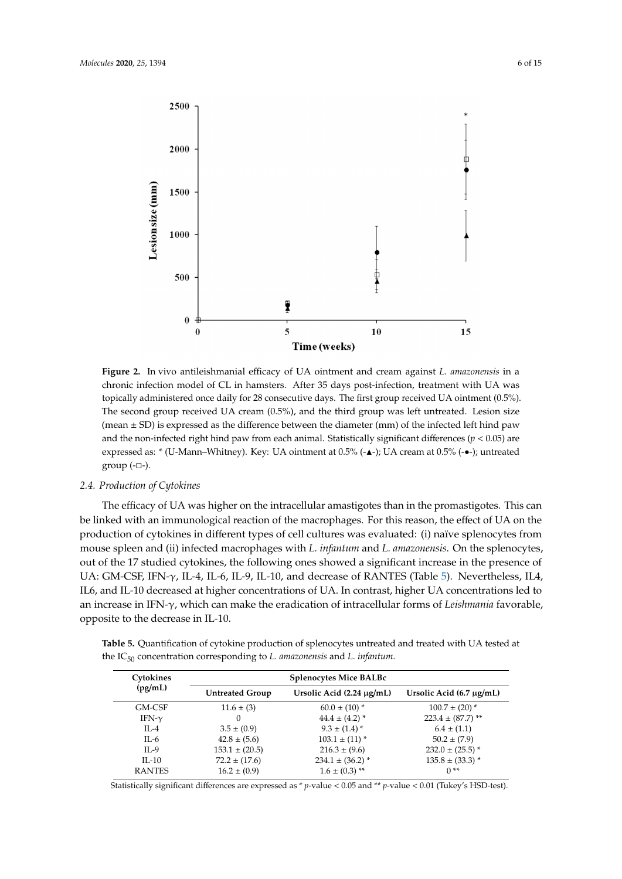**Figure 2.** In vivo antileishmanial efficacy of UA ointment and cream against *L. amazonensis* in a chronic infection model of CL in hamsters. After 35 days post-infection, treatment with UA was topically administered once daily for 28 consecutive days. The first group received UA ointment (0.5%). The second group received UA cream (0.5%), and the third group was left untreated. Lesion size (mean ± SD) is expressed as the difference between the diameter (mm) of the infected left hind paw and the non-infected right hind paw from each animal. Statistically significant differences ($p < 0.05$) are expressed as: * (U-Mann–Whitney). Key: UA ointment at 0.5% (-▲-); UA cream at 0.5% (-●-); untreated group (-□-).

### 2.4. Production of Cytokines

The efficacy of UA was higher on the intracellular amastigotes than in the promastigotes. This can be linked with an immunological reaction of the macrophages. For this reason, the effect of UA on the production of cytokines in different types of cell cultures was evaluated: (i) naïve splenocytes from mouse spleen and (ii) infected macrophages with *L. infantum* and *L. amazonensis*. On the splenocytes, out of the 17 studied cytokines, the following ones showed a significant increase in the presence of UA: GM-CSF, IFN-γ, IL-4, IL-6, IL-9, IL-10, and decrease of RANTES (Table 5). Nevertheless, IL4, IL6, and IL-10 decreased at higher concentrations of UA. In contrast, higher UA concentrations led to an increase in IFN-γ, which can make the eradication of intracellular forms of *Leishmania* favorable, opposite to the decrease in IL-10.

**Table 5.** Quantification of cytokine production of splenocytes untreated and treated with UA tested at the $IC_{50}$ concentration corresponding to *L. amazonensis* and *L. infantum*.

| Cytokines (pg/mL) | Splenocytes Mice BALBc | | |
|---|---|---|---|
| | Untreated Group | Ursolic Acid (2.24 μg/mL) | Ursolic Acid (6.7 μg/mL) |
| GM-CSF | 11.6 ± (3) | 60.0 ± (10) * | 100.7 ± (20) * |
| IFN-γ | 0 | 44.4 ± (4.2) * | 223.4 ± (87.7) ** |
| IL-4 | 3.5 ± (0.9) | 9.3 ± (1.4) * | 6.4 ± (1.1) |
| IL-6 | 42.8 ± (5.6) | 103.1 ± (11) * | 50.2 ± (7.9) |
| IL-9 | 153.1 ± (20.5) | 216.3 ± (9.6) | 232.0 ± (25.5) * |
| IL-10 | 72.2 ± (17.6) | 234.1 ± (36.2) * | 135.8 ± (33.3) * |
| RANTES | 16.2 ± (0.9) | 1.6 ± (0.3) ** | 0 ** |

Statistically significant differences are expressed as * $p$-value < 0.05 and ** $p$-value < 0.01 (Tukey's HSD-test).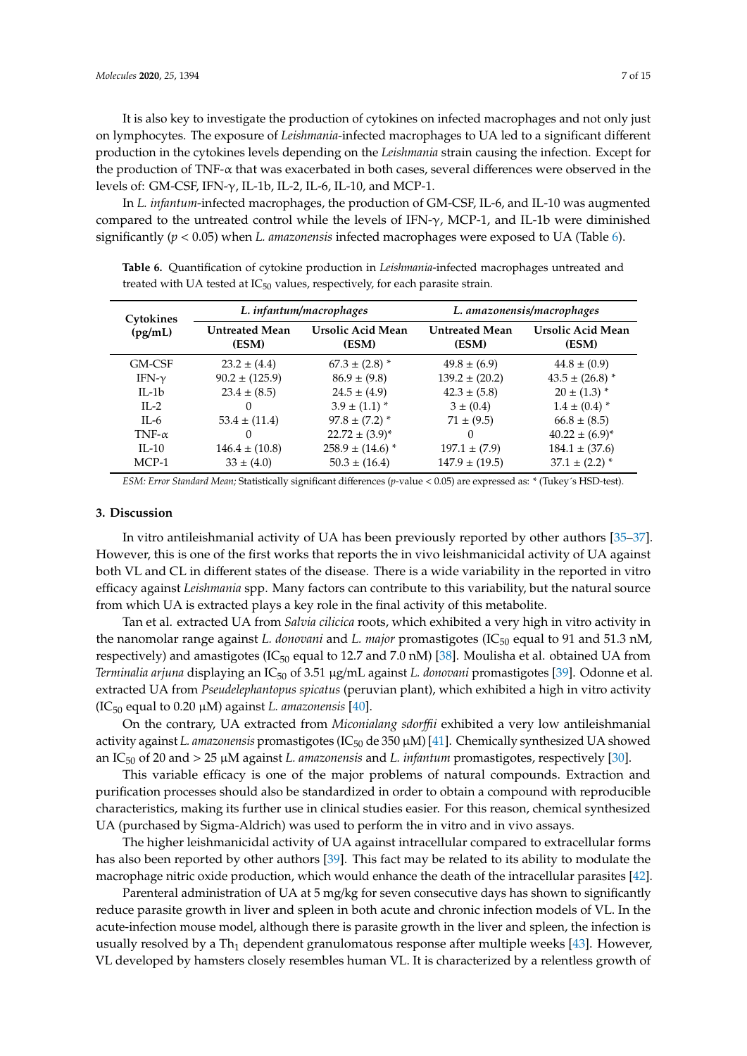It is also key to investigate the production of cytokines on infected macrophages and not only just on lymphocytes. The exposure of *Leishmania*-infected macrophages to UA led to a significant different production in the cytokines levels depending on the *Leishmania* strain causing the infection. Except for the production of TNF-α that was exacerbated in both cases, several differences were observed in the levels of: GM-CSF, IFN-γ, IL-1b, IL-2, IL-6, IL-10, and MCP-1.

In *L. infantum*-infected macrophages, the production of GM-CSF, IL-6, and IL-10 was augmented compared to the untreated control while the levels of IFN-γ, MCP-1, and IL-1b were diminished significantly ($p < 0.05$) when *L. amazonensis* infected macrophages were exposed to UA (Table 6).

**Table 6.** Quantification of cytokine production in *Leishmania*-infected macrophages untreated and treated with UA tested at $IC_{50}$ values, respectively, for each parasite strain.

| Cytokines (pg/mL) | *L. infantum/macrophages* | | *L. amazonensis/macrophages* | |
|---|---|---|---|---|
| | Untreated Mean (ESM) | Ursolic Acid Mean (ESM) | Untreated Mean (ESM) | Ursolic Acid Mean (ESM) |
| GM-CSF | 23.2 ± (4.4) | 67.3 ± (2.8) * | 49.8 ± (6.9) | 44.8 ± (0.9) |
| IFN-γ | 90.2 ± (125.9) | 86.9 ± (9.8) | 139.2 ± (20.2) | 43.5 ± (26.8) * |
| IL-1b | 23.4 ± (8.5) | 24.5 ± (4.9) | 42.3 ± (5.8) | 20 ± (1.3) * |
| IL-2 | 0 | 3.9 ± (1.1) * | 3 ± (0.4) | 1.4 ± (0.4) * |
| IL-6 | 53.4 ± (11.4) | 97.8 ± (7.2) * | 71 ± (9.5) | 66.8 ± (8.5) |
| TNF-α | 0 | 22.72 ± (3.9)* | 0 | 40.22 ± (6.9)* |
| IL-10 | 146.4 ± (10.8) | 258.9 ± (14.6) * | 197.1 ± (7.9) | 184.1 ± (37.6) |
| MCP-1 | 33 ± (4.0) | 50.3 ± (16.4) | 147.9 ± (19.5) | 37.1 ± (2.2) * |

*ESM: Error Standard Mean;* Statistically significant differences ($p$-value < 0.05) are expressed as: * (Tukey´s HSD-test).

## 3. Discussion

In vitro antileishmanial activity of UA has been previously reported by other authors [35–37]. However, this is one of the first works that reports the in vivo leishmanicidal activity of UA against both VL and CL in different states of the disease. There is a wide variability in the reported in vitro efficacy against *Leishmania* spp. Many factors can contribute to this variability, but the natural source from which UA is extracted plays a key role in the final activity of this metabolite.

Tan et al. extracted UA from *Salvia cilicica* roots, which exhibited a very high in vitro activity in the nanomolar range against *L. donovani* and *L. major* promastigotes ($IC_{50}$ equal to 91 and 51.3 nM, respectively) and amastigotes ($IC_{50}$ equal to 12.7 and 7.0 nM) [38]. Moulisha et al. obtained UA from *Terminalia arjuna* displaying an $IC_{50}$ of 3.51 μg/mL against *L. donovani* promastigotes [39]. Odonne et al. extracted UA from *Pseudelephantopus spicatus* (peruvian plant), which exhibited a high in vitro activity ($IC_{50}$ equal to 0.20 μM) against *L. amazonensis* [40].

On the contrary, UA extracted from *Miconialang sdorffii* exhibited a very low antileishmanial activity against *L. amazonensis* promastigotes ($IC_{50}$ de 350 μM) [41]. Chemically synthesized UA showed an $IC_{50}$ of 20 and > 25 μM against *L. amazonensis* and *L. infantum* promastigotes, respectively [30].

This variable efficacy is one of the major problems of natural compounds. Extraction and purification processes should also be standardized in order to obtain a compound with reproducible characteristics, making its further use in clinical studies easier. For this reason, chemical synthesized UA (purchased by Sigma-Aldrich) was used to perform the in vitro and in vivo assays.

The higher leishmanicidal activity of UA against intracellular compared to extracellular forms has also been reported by other authors [39]. This fact may be related to its ability to modulate the macrophage nitric oxide production, which would enhance the death of the intracellular parasites [42].

Parenteral administration of UA at 5 mg/kg for seven consecutive days has shown to significantly reduce parasite growth in liver and spleen in both acute and chronic infection models of VL. In the acute-infection mouse model, although there is parasite growth in the liver and spleen, the infection is usually resolved by a $Th_1$ dependent granulomatous response after multiple weeks [43]. However, VL developed by hamsters closely resembles human VL. It is characterized by a relentless growth of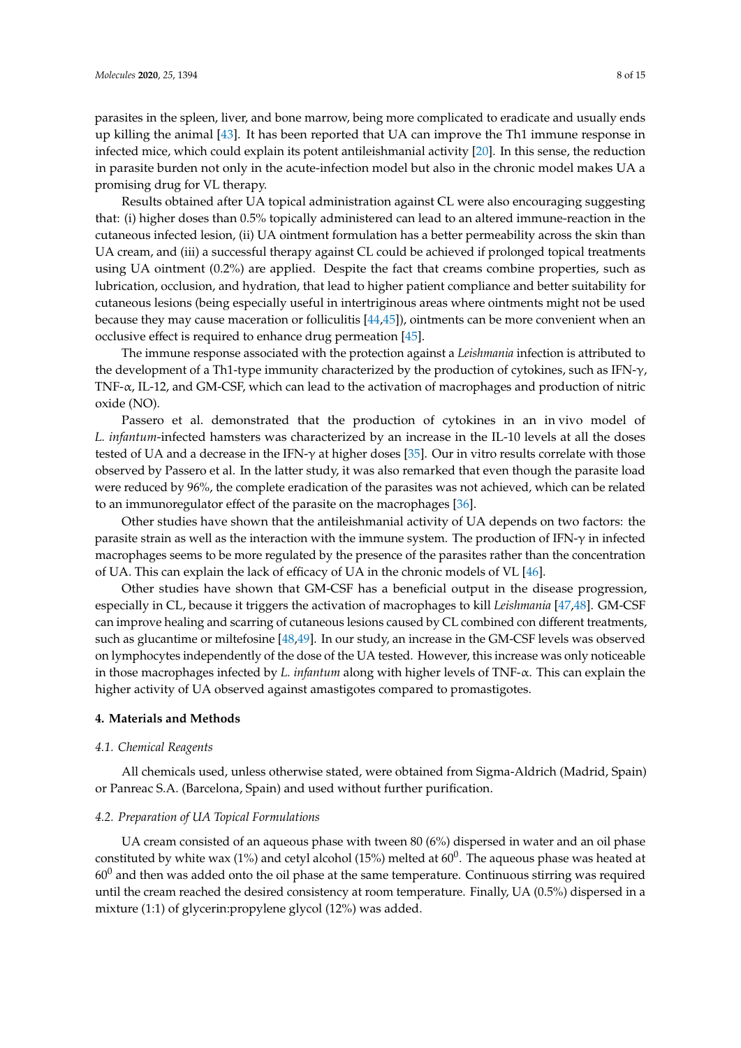parasites in the spleen, liver, and bone marrow, being more complicated to eradicate and usually ends up killing the animal [43]. It has been reported that UA can improve the Th1 immune response in infected mice, which could explain its potent antileishmanial activity [20]. In this sense, the reduction in parasite burden not only in the acute-infection model but also in the chronic model makes UA a promising drug for VL therapy.

Results obtained after UA topical administration against CL were also encouraging suggesting that: (i) higher doses than 0.5% topically administered can lead to an altered immune-reaction in the cutaneous infected lesion, (ii) UA ointment formulation has a better permeability across the skin than UA cream, and (iii) a successful therapy against CL could be achieved if prolonged topical treatments using UA ointment (0.2%) are applied. Despite the fact that creams combine properties, such as lubrication, occlusion, and hydration, that lead to higher patient compliance and better suitability for cutaneous lesions (being especially useful in intertriginous areas where ointments might not be used because they may cause maceration or folliculitis [44,45]), ointments can be more convenient when an occlusive effect is required to enhance drug permeation [45].

The immune response associated with the protection against a *Leishmania* infection is attributed to the development of a Th1-type immunity characterized by the production of cytokines, such as IFN-$\gamma$, TNF-$\alpha$, IL-12, and GM-CSF, which can lead to the activation of macrophages and production of nitric oxide (NO).

Passero et al. demonstrated that the production of cytokines in an in vivo model of *L. infantum*-infected hamsters was characterized by an increase in the IL-10 levels at all the doses tested of UA and a decrease in the IFN-$\gamma$ at higher doses [35]. Our in vitro results correlate with those observed by Passero et al. In the latter study, it was also remarked that even though the parasite load were reduced by 96%, the complete eradication of the parasites was not achieved, which can be related to an immunoregulator effect of the parasite on the macrophages [36].

Other studies have shown that the antileishmanial activity of UA depends on two factors: the parasite strain as well as the interaction with the immune system. The production of IFN-$\gamma$ in infected macrophages seems to be more regulated by the presence of the parasites rather than the concentration of UA. This can explain the lack of efficacy of UA in the chronic models of VL [46].

Other studies have shown that GM-CSF has a beneficial output in the disease progression, especially in CL, because it triggers the activation of macrophages to kill *Leishmania* [47,48]. GM-CSF can improve healing and scarring of cutaneous lesions caused by CL combined con different treatments, such as glucantime or miltefosine [48,49]. In our study, an increase in the GM-CSF levels was observed on lymphocytes independently of the dose of the UA tested. However, this increase was only noticeable in those macrophages infected by *L. infantum* along with higher levels of TNF-$\alpha$. This can explain the higher activity of UA observed against amastigotes compared to promastigotes.

## 4. Materials and Methods

### *4.1. Chemical Reagents*

All chemicals used, unless otherwise stated, were obtained from Sigma-Aldrich (Madrid, Spain) or Panreac S.A. (Barcelona, Spain) and used without further purification.

### *4.2. Preparation of UA Topical Formulations*

UA cream consisted of an aqueous phase with tween 80 (6%) dispersed in water and an oil phase constituted by white wax (1%) and cetyl alcohol (15%) melted at $60^0$. The aqueous phase was heated at $60^0$ and then was added onto the oil phase at the same temperature. Continuous stirring was required until the cream reached the desired consistency at room temperature. Finally, UA (0.5%) dispersed in a mixture (1:1) of glycerin:propylene glycol (12%) was added.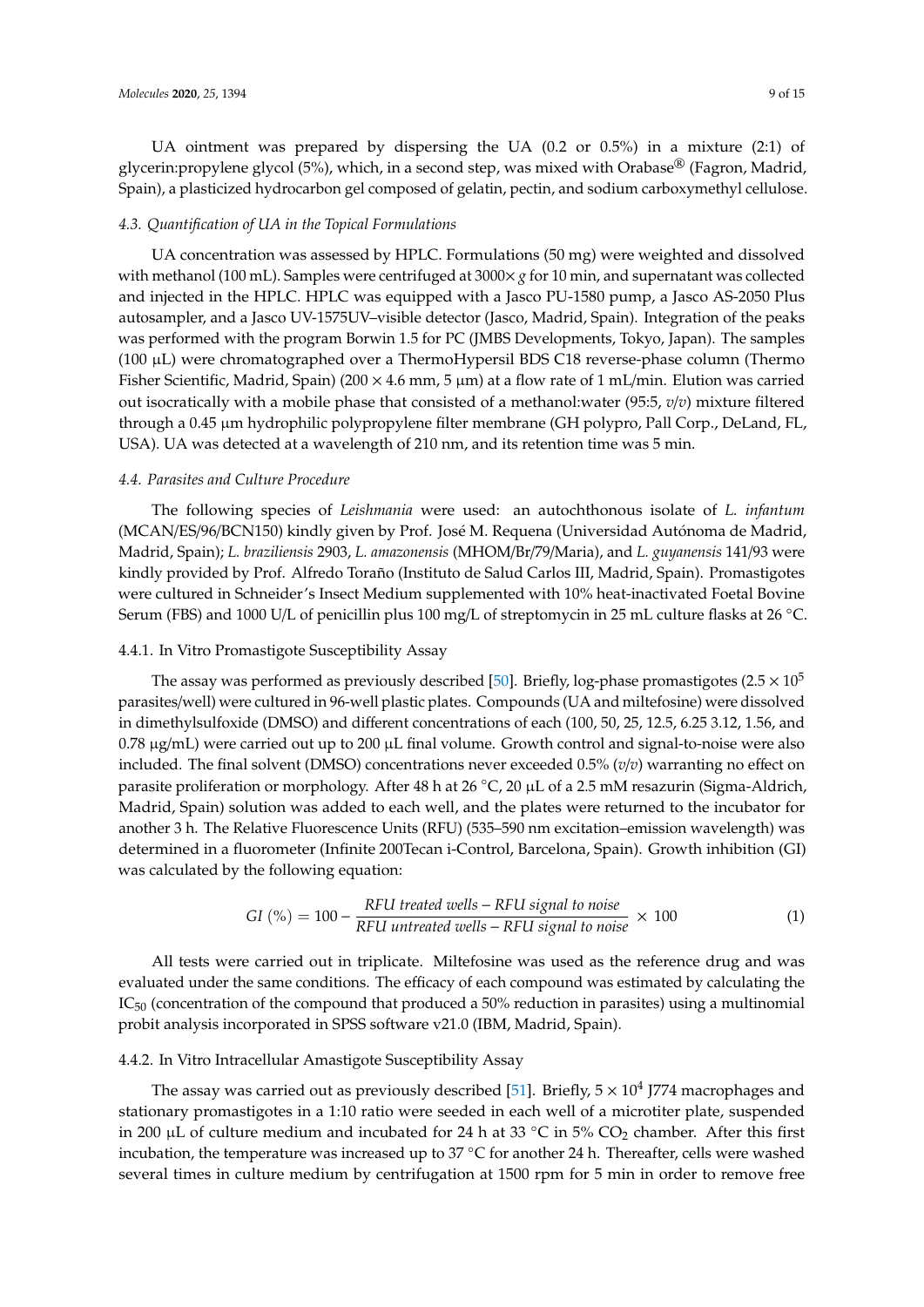UA ointment was prepared by dispersing the UA (0.2 or 0.5%) in a mixture (2:1) of glycerin:propylene glycol (5%), which, in a second step, was mixed with Orabase® (Fagron, Madrid, Spain), a plasticized hydrocarbon gel composed of gelatin, pectin, and sodium carboxymethyl cellulose.

### *4.3. Quantification of UA in the Topical Formulations*

UA concentration was assessed by HPLC. Formulations (50 mg) were weighted and dissolved with methanol (100 mL). Samples were centrifuged at 3000× *g* for 10 min, and supernatant was collected and injected in the HPLC. HPLC was equipped with a Jasco PU-1580 pump, a Jasco AS-2050 Plus autosampler, and a Jasco UV-1575UV–visible detector (Jasco, Madrid, Spain). Integration of the peaks was performed with the program Borwin 1.5 for PC (JMBS Developments, Tokyo, Japan). The samples (100 µL) were chromatographed over a ThermoHypersil BDS C18 reverse-phase column (Thermo Fisher Scientific, Madrid, Spain) (200 × 4.6 mm, 5 µm) at a flow rate of 1 mL/min. Elution was carried out isocratically with a mobile phase that consisted of a methanol:water (95:5, *v/v*) mixture filtered through a 0.45 µm hydrophilic polypropylene filter membrane (GH polypro, Pall Corp., DeLand, FL, USA). UA was detected at a wavelength of 210 nm, and its retention time was 5 min.

### *4.4. Parasites and Culture Procedure*

The following species of *Leishmania* were used: an autochthonous isolate of *L. infantum* (MCAN/ES/96/BCN150) kindly given by Prof. José M. Requena (Universidad Autónoma de Madrid, Madrid, Spain); *L. braziliensis* 2903, *L. amazonensis* (MHOM/Br/79/Maria), and *L. guyanensis* 141/93 were kindly provided by Prof. Alfredo Toraño (Instituto de Salud Carlos III, Madrid, Spain). Promastigotes were cultured in Schneider's Insect Medium supplemented with 10% heat-inactivated Foetal Bovine Serum (FBS) and 1000 U/L of penicillin plus 100 mg/L of streptomycin in 25 mL culture flasks at 26 °C.

#### 4.4.1. In Vitro Promastigote Susceptibility Assay

The assay was performed as previously described [50]. Briefly, log-phase promastigotes ($2.5 \times 10^5$ parasites/well) were cultured in 96-well plastic plates. Compounds (UA and miltefosine) were dissolved in dimethylsulfoxide (DMSO) and different concentrations of each (100, 50, 25, 12.5, 6.25 3.12, 1.56, and 0.78 µg/mL) were carried out up to 200 µL final volume. Growth control and signal-to-noise were also included. The final solvent (DMSO) concentrations never exceeded 0.5% (*v/v*) warranting no effect on parasite proliferation or morphology. After 48 h at 26 °C, 20 µL of a 2.5 mM resazurin (Sigma-Aldrich, Madrid, Spain) solution was added to each well, and the plates were returned to the incubator for another 3 h. The Relative Fluorescence Units (RFU) (535–590 nm excitation–emission wavelength) was determined in a fluorometer (Infinite 200Tecan i-Control, Barcelona, Spain). Growth inhibition (GI) was calculated by the following equation:

$$GI\ (\%) = 100 - \frac{RFU\ treated\ wells - RFU\ signal\ to\ noise}{RFU\ untreated\ wells - RFU\ signal\ to\ noise} \times 100 \quad (1)$$

All tests were carried out in triplicate. Miltefosine was used as the reference drug and was evaluated under the same conditions. The efficacy of each compound was estimated by calculating the $IC_{50}$ (concentration of the compound that produced a 50% reduction in parasites) using a multinomial probit analysis incorporated in SPSS software v21.0 (IBM, Madrid, Spain).

#### 4.4.2. In Vitro Intracellular Amastigote Susceptibility Assay

The assay was carried out as previously described [51]. Briefly, $5 \times 10^4$ J774 macrophages and stationary promastigotes in a 1:10 ratio were seeded in each well of a microtiter plate, suspended in 200 µL of culture medium and incubated for 24 h at 33 °C in 5% $CO_2$ chamber. After this first incubation, the temperature was increased up to 37 °C for another 24 h. Thereafter, cells were washed several times in culture medium by centrifugation at 1500 rpm for 5 min in order to remove free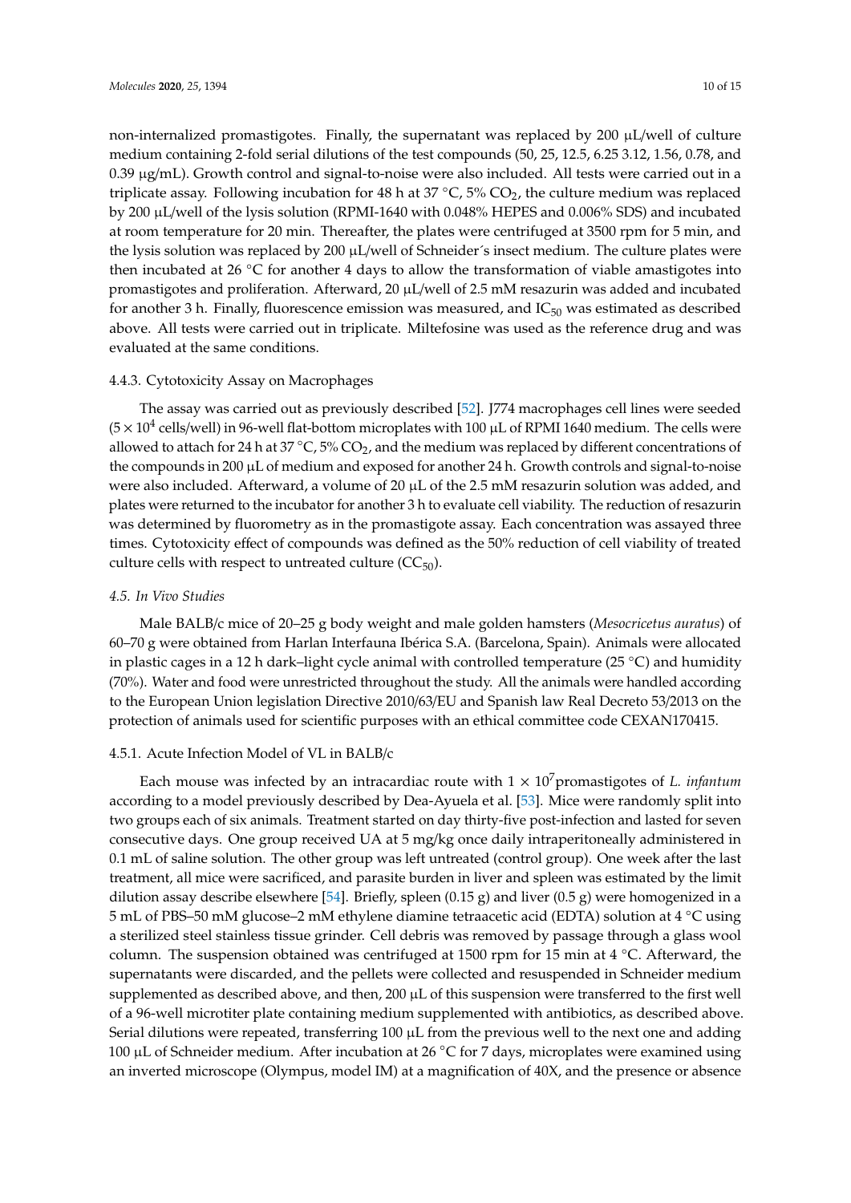non-internalized promastigotes. Finally, the supernatant was replaced by 200 μL/well of culture medium containing 2-fold serial dilutions of the test compounds (50, 25, 12.5, 6.25 3.12, 1.56, 0.78, and 0.39 μg/mL). Growth control and signal-to-noise were also included. All tests were carried out in a triplicate assay. Following incubation for 48 h at 37 °C, 5% $CO_2$, the culture medium was replaced by 200 μL/well of the lysis solution (RPMI-1640 with 0.048% HEPES and 0.006% SDS) and incubated at room temperature for 20 min. Thereafter, the plates were centrifuged at 3500 rpm for 5 min, and the lysis solution was replaced by 200 μL/well of Schneider´s insect medium. The culture plates were then incubated at 26 °C for another 4 days to allow the transformation of viable amastigotes into promastigotes and proliferation. Afterward, 20 μL/well of 2.5 mM resazurin was added and incubated for another 3 h. Finally, fluorescence emission was measured, and $IC_{50}$ was estimated as described above. All tests were carried out in triplicate. Miltefosine was used as the reference drug and was evaluated at the same conditions.

#### 4.4.3. Cytotoxicity Assay on Macrophages

The assay was carried out as previously described [52]. J774 macrophages cell lines were seeded ($5 \times 10^4$ cells/well) in 96-well flat-bottom microplates with 100 μL of RPMI 1640 medium. The cells were allowed to attach for 24 h at 37 °C, 5% $CO_2$, and the medium was replaced by different concentrations of the compounds in 200 μL of medium and exposed for another 24 h. Growth controls and signal-to-noise were also included. Afterward, a volume of 20 μL of the 2.5 mM resazurin solution was added, and plates were returned to the incubator for another 3 h to evaluate cell viability. The reduction of resazurin was determined by fluorometry as in the promastigote assay. Each concentration was assayed three times. Cytotoxicity effect of compounds was defined as the 50% reduction of cell viability of treated culture cells with respect to untreated culture ($CC_{50}$).

### *4.5. In Vivo Studies*

Male BALB/c mice of 20–25 g body weight and male golden hamsters (*Mesocricetus auratus*) of 60–70 g were obtained from Harlan Interfauna Ibérica S.A. (Barcelona, Spain). Animals were allocated in plastic cages in a 12 h dark–light cycle animal with controlled temperature (25 °C) and humidity (70%). Water and food were unrestricted throughout the study. All the animals were handled according to the European Union legislation Directive 2010/63/EU and Spanish law Real Decreto 53/2013 on the protection of animals used for scientific purposes with an ethical committee code CEXAN170415.

#### 4.5.1. Acute Infection Model of VL in BALB/c

Each mouse was infected by an intracardiac route with $1 \times 10^7$promastigotes of *L. infantum* according to a model previously described by Dea-Ayuela et al. [53]. Mice were randomly split into two groups each of six animals. Treatment started on day thirty-five post-infection and lasted for seven consecutive days. One group received UA at 5 mg/kg once daily intraperitoneally administered in 0.1 mL of saline solution. The other group was left untreated (control group). One week after the last treatment, all mice were sacrificed, and parasite burden in liver and spleen was estimated by the limit dilution assay describe elsewhere [54]. Briefly, spleen (0.15 g) and liver (0.5 g) were homogenized in a 5 mL of PBS–50 mM glucose–2 mM ethylene diamine tetraacetic acid (EDTA) solution at 4 °C using a sterilized steel stainless tissue grinder. Cell debris was removed by passage through a glass wool column. The suspension obtained was centrifuged at 1500 rpm for 15 min at 4 °C. Afterward, the supernatants were discarded, and the pellets were collected and resuspended in Schneider medium supplemented as described above, and then, 200 μL of this suspension were transferred to the first well of a 96-well microtiter plate containing medium supplemented with antibiotics, as described above. Serial dilutions were repeated, transferring 100 μL from the previous well to the next one and adding 100 μL of Schneider medium. After incubation at 26 °C for 7 days, microplates were examined using an inverted microscope (Olympus, model IM) at a magnification of 40X, and the presence or absence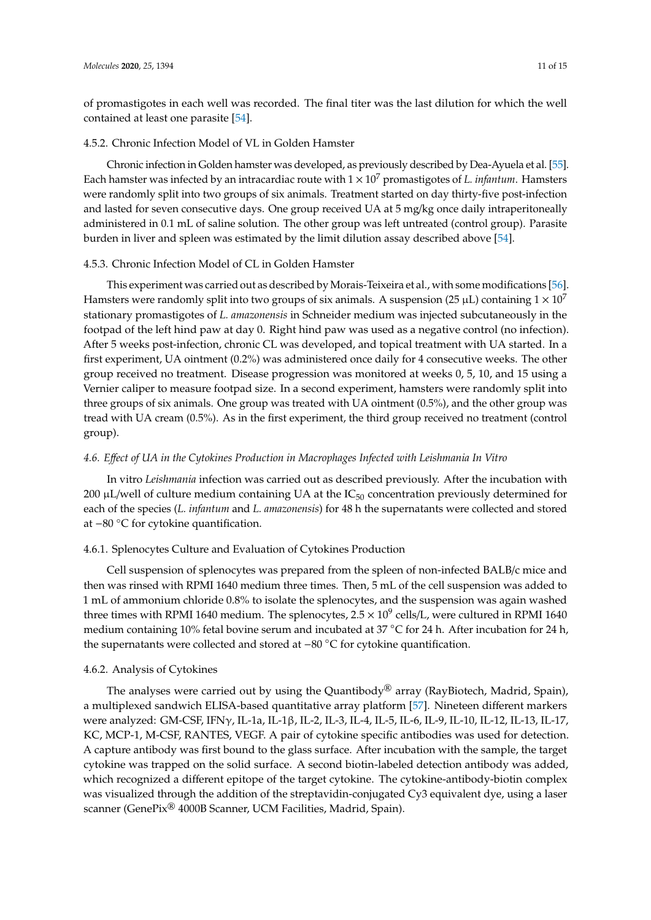of promastigotes in each well was recorded. The final titer was the last dilution for which the well contained at least one parasite [54].

#### 4.5.2. Chronic Infection Model of VL in Golden Hamster

Chronic infection in Golden hamster was developed, as previously described by Dea-Ayuela et al. [55]. Each hamster was infected by an intracardiac route with $1 \times 10^7$ promastigotes of *L. infantum*. Hamsters were randomly split into two groups of six animals. Treatment started on day thirty-five post-infection and lasted for seven consecutive days. One group received UA at 5 mg/kg once daily intraperitoneally administered in 0.1 mL of saline solution. The other group was left untreated (control group). Parasite burden in liver and spleen was estimated by the limit dilution assay described above [54].

#### 4.5.3. Chronic Infection Model of CL in Golden Hamster

This experiment was carried out as described by Morais-Teixeira et al., with some modifications [56]. Hamsters were randomly split into two groups of six animals. A suspension (25 µL) containing $1 \times 10^7$ stationary promastigotes of *L. amazonensis* in Schneider medium was injected subcutaneously in the footpad of the left hind paw at day 0. Right hind paw was used as a negative control (no infection). After 5 weeks post-infection, chronic CL was developed, and topical treatment with UA started. In a first experiment, UA ointment (0.2%) was administered once daily for 4 consecutive weeks. The other group received no treatment. Disease progression was monitored at weeks 0, 5, 10, and 15 using a Vernier caliper to measure footpad size. In a second experiment, hamsters were randomly split into three groups of six animals. One group was treated with UA ointment (0.5%), and the other group was tread with UA cream (0.5%). As in the first experiment, the third group received no treatment (control group).

### *4.6. Effect of UA in the Cytokines Production in Macrophages Infected with Leishmania In Vitro*

In vitro *Leishmania* infection was carried out as described previously. After the incubation with 200 µL/well of culture medium containing UA at the $IC_{50}$ concentration previously determined for each of the species (*L. infantum* and *L. amazonensis*) for 48 h the supernatants were collected and stored at −80 °C for cytokine quantification.

#### 4.6.1. Splenocytes Culture and Evaluation of Cytokines Production

Cell suspension of splenocytes was prepared from the spleen of non-infected BALB/c mice and then was rinsed with RPMI 1640 medium three times. Then, 5 mL of the cell suspension was added to 1 mL of ammonium chloride 0.8% to isolate the splenocytes, and the suspension was again washed three times with RPMI 1640 medium. The splenocytes, $2.5 \times 10^9$ cells/L, were cultured in RPMI 1640 medium containing 10% fetal bovine serum and incubated at 37 °C for 24 h. After incubation for 24 h, the supernatants were collected and stored at −80 °C for cytokine quantification.

#### 4.6.2. Analysis of Cytokines

The analyses were carried out by using the Quantibody® array (RayBiotech, Madrid, Spain), a multiplexed sandwich ELISA-based quantitative array platform [57]. Nineteen different markers were analyzed: GM-CSF, IFNγ, IL-1a, IL-1β, IL-2, IL-3, IL-4, IL-5, IL-6, IL-9, IL-10, IL-12, IL-13, IL-17, KC, MCP-1, M-CSF, RANTES, VEGF. A pair of cytokine specific antibodies was used for detection. A capture antibody was first bound to the glass surface. After incubation with the sample, the target cytokine was trapped on the solid surface. A second biotin-labeled detection antibody was added, which recognized a different epitope of the target cytokine. The cytokine-antibody-biotin complex was visualized through the addition of the streptavidin-conjugated Cy3 equivalent dye, using a laser scanner (GenePix® 4000B Scanner, UCM Facilities, Madrid, Spain).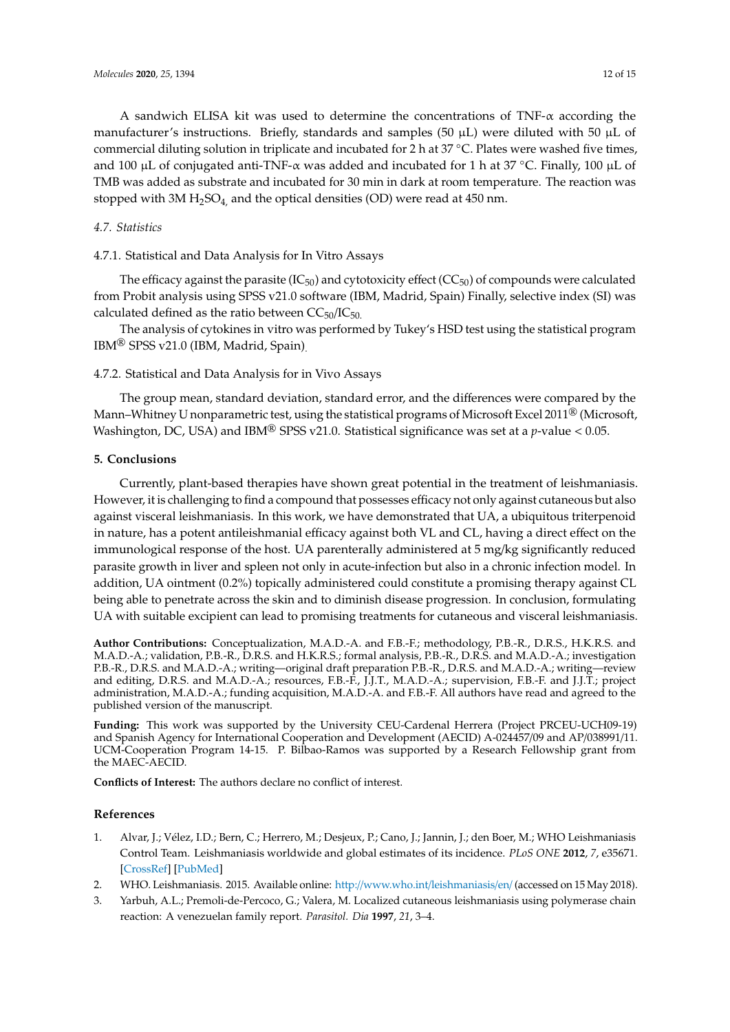A sandwich ELISA kit was used to determine the concentrations of TNF-α according the manufacturer's instructions. Briefly, standards and samples (50 μL) were diluted with 50 μL of commercial diluting solution in triplicate and incubated for 2 h at 37 °C. Plates were washed five times, and 100 μL of conjugated anti-TNF-α was added and incubated for 1 h at 37 °C. Finally, 100 μL of TMB was added as substrate and incubated for 30 min in dark at room temperature. The reaction was stopped with 3M $H_2SO_4$, and the optical densities (OD) were read at 450 nm.

### *4.7. Statistics*

#### 4.7.1. Statistical and Data Analysis for In Vitro Assays

The efficacy against the parasite ($IC_{50}$) and cytotoxicity effect ($CC_{50}$) of compounds were calculated from Probit analysis using SPSS v21.0 software (IBM, Madrid, Spain) Finally, selective index (SI) was calculated defined as the ratio between $CC_{50}/IC_{50}$.

The analysis of cytokines in vitro was performed by Tukey's HSD test using the statistical program IBM® SPSS v21.0 (IBM, Madrid, Spain).

#### 4.7.2. Statistical and Data Analysis for in Vivo Assays

The group mean, standard deviation, standard error, and the differences were compared by the Mann–Whitney U nonparametric test, using the statistical programs of Microsoft Excel 2011® (Microsoft, Washington, DC, USA) and IBM® SPSS v21.0. Statistical significance was set at a *p*-value $< 0.05$.

## 5. Conclusions

Currently, plant-based therapies have shown great potential in the treatment of leishmaniasis. However, it is challenging to find a compound that possesses efficacy not only against cutaneous but also against visceral leishmaniasis. In this work, we have demonstrated that UA, a ubiquitous triterpenoid in nature, has a potent antileishmanial efficacy against both VL and CL, having a direct effect on the immunological response of the host. UA parenterally administered at 5 mg/kg significantly reduced parasite growth in liver and spleen not only in acute-infection but also in a chronic infection model. In addition, UA ointment (0.2%) topically administered could constitute a promising therapy against CL being able to penetrate across the skin and to diminish disease progression. In conclusion, formulating UA with suitable excipient can lead to promising treatments for cutaneous and visceral leishmaniasis.

**Author Contributions:** Conceptualization, M.A.D.-A. and F.B.-F.; methodology, P.B.-R., D.R.S., H.K.R.S. and M.A.D.-A.; validation, P.B.-R., D.R.S. and H.K.R.S.; formal analysis, P.B.-R., D.R.S. and M.A.D.-A.; investigation P.B.-R., D.R.S. and M.A.D.-A.; writing—original draft preparation P.B.-R., D.R.S. and M.A.D.-A.; writing—review and editing, D.R.S. and M.A.D.-A.; resources, F.B.-F., J.J.T., M.A.D.-A.; supervision, F.B.-F. and J.J.T.; project administration, M.A.D.-A.; funding acquisition, M.A.D.-A. and F.B.-F. All authors have read and agreed to the published version of the manuscript.

**Funding:** This work was supported by the University CEU-Cardenal Herrera (Project PRCEU-UCH09-19) and Spanish Agency for International Cooperation and Development (AECID) A-024457/09 and AP/038991/11. UCM-Cooperation Program 14-15. P. Bilbao-Ramos was supported by a Research Fellowship grant from the MAEC-AECID.

**Conflicts of Interest:** The authors declare no conflict of interest.

## References

1. Alvar, J.; Vélez, I.D.; Bern, C.; Herrero, M.; Desjeux, P.; Cano, J.; Jannin, J.; den Boer, M.; WHO Leishmaniasis Control Team. Leishmaniasis worldwide and global estimates of its incidence. *PLoS ONE* **2012**, *7*, e35671. [CrossRef] [PubMed]
2. WHO. Leishmaniasis. 2015. Available online: http://www.who.int/leishmaniasis/en/ (accessed on 15 May 2018).
3. Yarbuh, A.L.; Premoli-de-Percoco, G.; Valera, M. Localized cutaneous leishmaniasis using polymerase chain reaction: A venezuelan family report. *Parasitol. Dia* **1997**, *21*, 3–4.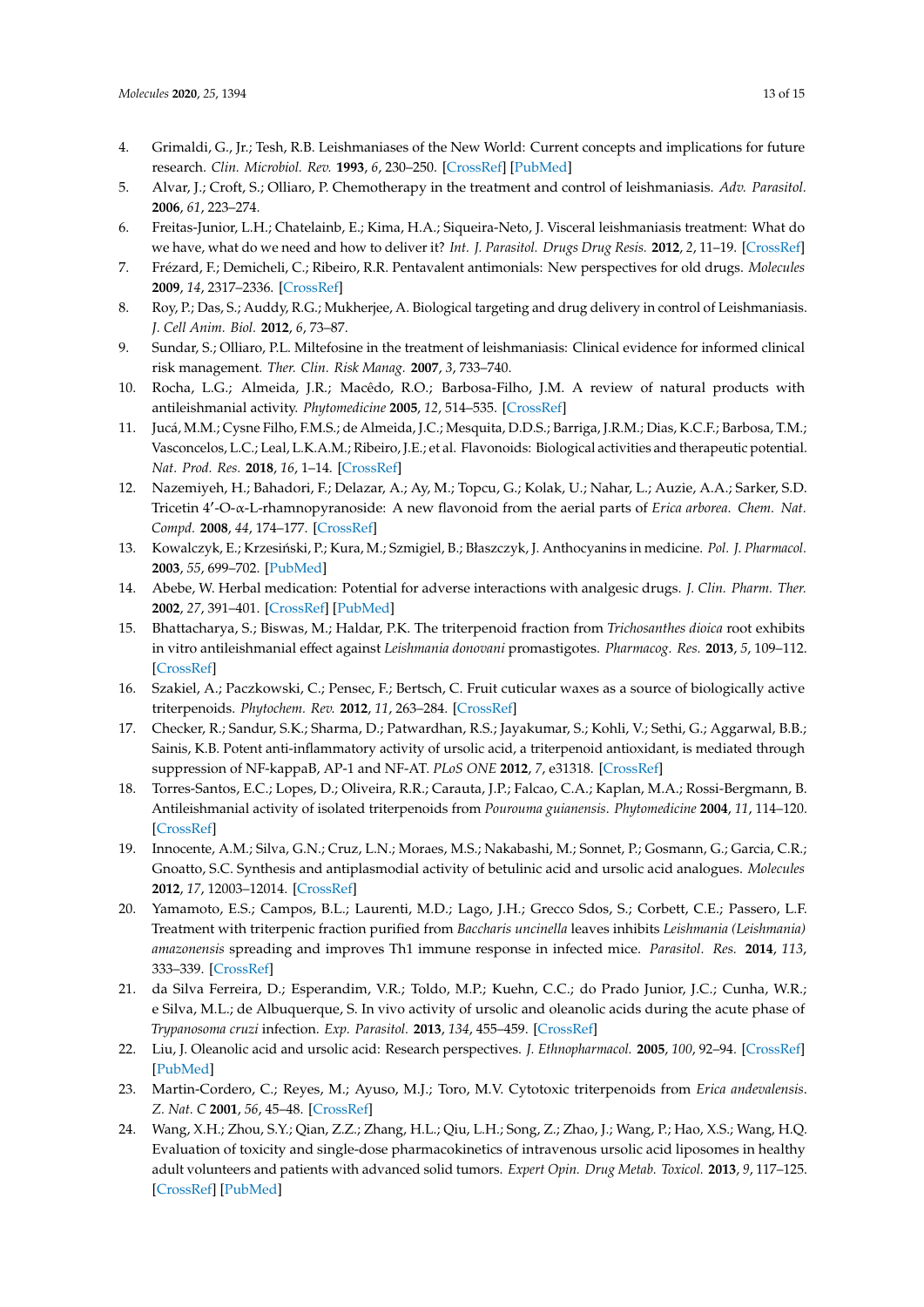4. Grimaldi, G., Jr.; Tesh, R.B. Leishmaniases of the New World: Current concepts and implications for future research. *Clin. Microbiol. Rev.* **1993**, *6*, 230–250. [CrossRef] [PubMed]
5. Alvar, J.; Croft, S.; Olliaro, P. Chemotherapy in the treatment and control of leishmaniasis. *Adv. Parasitol.* **2006**, *61*, 223–274.
6. Freitas-Junior, L.H.; Chatelainb, E.; Kima, H.A.; Siqueira-Neto, J. Visceral leishmaniasis treatment: What do we have, what do we need and how to deliver it? *Int. J. Parasitol. Drugs Drug Resis.* **2012**, *2*, 11–19. [CrossRef]
7. Frézard, F.; Demicheli, C.; Ribeiro, R.R. Pentavalent antimonials: New perspectives for old drugs. *Molecules* **2009**, *14*, 2317–2336. [CrossRef]
8. Roy, P.; Das, S.; Auddy, R.G.; Mukherjee, A. Biological targeting and drug delivery in control of Leishmaniasis. *J. Cell Anim. Biol.* **2012**, *6*, 73–87.
9. Sundar, S.; Olliaro, P.L. Miltefosine in the treatment of leishmaniasis: Clinical evidence for informed clinical risk management. *Ther. Clin. Risk Manag.* **2007**, *3*, 733–740.
10. Rocha, L.G.; Almeida, J.R.; Macêdo, R.O.; Barbosa-Filho, J.M. A review of natural products with antileishmanial activity. *Phytomedicine* **2005**, *12*, 514–535. [CrossRef]
11. Jucá, M.M.; Cysne Filho, F.M.S.; de Almeida, J.C.; Mesquita, D.D.S.; Barriga, J.R.M.; Dias, K.C.F.; Barbosa, T.M.; Vasconcelos, L.C.; Leal, L.K.A.M.; Ribeiro, J.E.; et al. Flavonoids: Biological activities and therapeutic potential. *Nat. Prod. Res.* **2018**, *16*, 1–14. [CrossRef]
12. Nazemiyeh, H.; Bahadori, F.; Delazar, A.; Ay, M.; Topcu, G.; Kolak, U.; Nahar, L.; Auzie, A.A.; Sarker, S.D. Tricetin 4′-O-α-L-rhamnopyranoside: A new flavonoid from the aerial parts of *Erica arborea*. *Chem. Nat. Compd.* **2008**, *44*, 174–177. [CrossRef]
13. Kowalczyk, E.; Krzesiński, P.; Kura, M.; Szmigiel, B.; Błaszczyk, J. Anthocyanins in medicine. *Pol. J. Pharmacol.* **2003**, *55*, 699–702. [PubMed]
14. Abebe, W. Herbal medication: Potential for adverse interactions with analgesic drugs. *J. Clin. Pharm. Ther.* **2002**, *27*, 391–401. [CrossRef] [PubMed]
15. Bhattacharya, S.; Biswas, M.; Haldar, P.K. The triterpenoid fraction from *Trichosanthes dioica* root exhibits in vitro antileishmanial effect against *Leishmania donovani* promastigotes. *Pharmacog. Res.* **2013**, *5*, 109–112. [CrossRef]
16. Szakiel, A.; Paczkowski, C.; Pensec, F.; Bertsch, C. Fruit cuticular waxes as a source of biologically active triterpenoids. *Phytochem. Rev.* **2012**, *11*, 263–284. [CrossRef]
17. Checker, R.; Sandur, S.K.; Sharma, D.; Patwardhan, R.S.; Jayakumar, S.; Kohli, V.; Sethi, G.; Aggarwal, B.B.; Sainis, K.B. Potent anti-inflammatory activity of ursolic acid, a triterpenoid antioxidant, is mediated through suppression of NF-kappaB, AP-1 and NF-AT. *PLoS ONE* **2012**, *7*, e31318. [CrossRef]
18. Torres-Santos, E.C.; Lopes, D.; Oliveira, R.R.; Carauta, J.P.; Falcao, C.A.; Kaplan, M.A.; Rossi-Bergmann, B. Antileishmanial activity of isolated triterpenoids from *Pourouma guianensis*. *Phytomedicine* **2004**, *11*, 114–120. [CrossRef]
19. Innocente, A.M.; Silva, G.N.; Cruz, L.N.; Moraes, M.S.; Nakabashi, M.; Sonnet, P.; Gosmann, G.; Garcia, C.R.; Gnoatto, S.C. Synthesis and antiplasmodial activity of betulinic acid and ursolic acid analogues. *Molecules* **2012**, *17*, 12003–12014. [CrossRef]
20. Yamamoto, E.S.; Campos, B.L.; Laurenti, M.D.; Lago, J.H.; Grecco Sdos, S.; Corbett, C.E.; Passero, L.F. Treatment with triterpenic fraction purified from *Baccharis uncinella* leaves inhibits *Leishmania (Leishmania) amazonensis* spreading and improves Th1 immune response in infected mice. *Parasitol. Res.* **2014**, *113*, 333–339. [CrossRef]
21. da Silva Ferreira, D.; Esperandim, V.R.; Toldo, M.P.; Kuehn, C.C.; do Prado Junior, J.C.; Cunha, W.R.; e Silva, M.L.; de Albuquerque, S. In vivo activity of ursolic and oleanolic acids during the acute phase of *Trypanosoma cruzi* infection. *Exp. Parasitol.* **2013**, *134*, 455–459. [CrossRef]
22. Liu, J. Oleanolic acid and ursolic acid: Research perspectives. *J. Ethnopharmacol.* **2005**, *100*, 92–94. [CrossRef] [PubMed]
23. Martin-Cordero, C.; Reyes, M.; Ayuso, M.J.; Toro, M.V. Cytotoxic triterpenoids from *Erica andevalensis*. *Z. Nat. C* **2001**, *56*, 45–48. [CrossRef]
24. Wang, X.H.; Zhou, S.Y.; Qian, Z.Z.; Zhang, H.L.; Qiu, L.H.; Song, Z.; Zhao, J.; Wang, P.; Hao, X.S.; Wang, H.Q. Evaluation of toxicity and single-dose pharmacokinetics of intravenous ursolic acid liposomes in healthy adult volunteers and patients with advanced solid tumors. *Expert Opin. Drug Metab. Toxicol.* **2013**, *9*, 117–125. [CrossRef] [PubMed]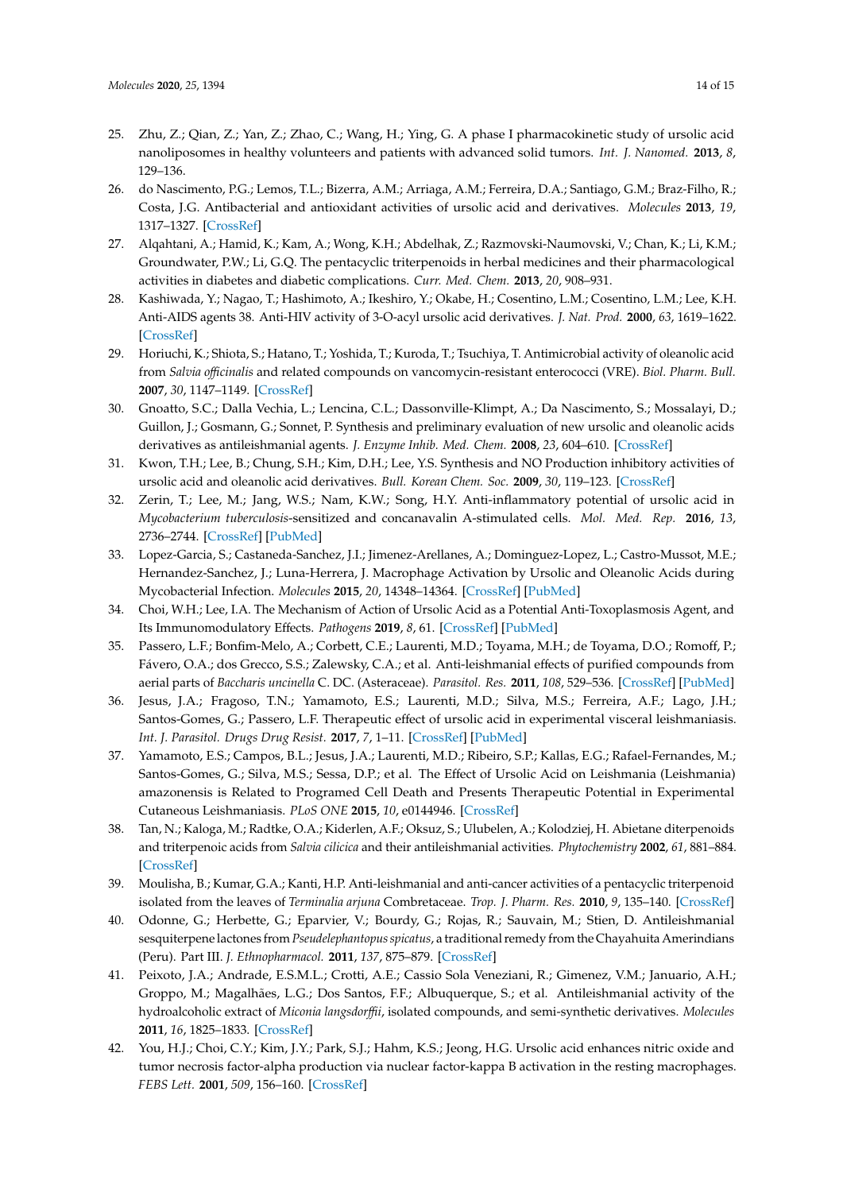25. Zhu, Z.; Qian, Z.; Yan, Z.; Zhao, C.; Wang, H.; Ying, G. A phase I pharmacokinetic study of ursolic acid nanoliposomes in healthy volunteers and patients with advanced solid tumors. *Int. J. Nanomed.* **2013**, *8*, 129–136.
26. do Nascimento, P.G.; Lemos, T.L.; Bizerra, A.M.; Arriaga, A.M.; Ferreira, D.A.; Santiago, G.M.; Braz-Filho, R.; Costa, J.G. Antibacterial and antioxidant activities of ursolic acid and derivatives. *Molecules* **2013**, *19*, 1317–1327. [CrossRef]
27. Alqahtani, A.; Hamid, K.; Kam, A.; Wong, K.H.; Abdelhak, Z.; Razmovski-Naumovski, V.; Chan, K.; Li, K.M.; Groundwater, P.W.; Li, G.Q. The pentacyclic triterpenoids in herbal medicines and their pharmacological activities in diabetes and diabetic complications. *Curr. Med. Chem.* **2013**, *20*, 908–931.
28. Kashiwada, Y.; Nagao, T.; Hashimoto, A.; Ikeshiro, Y.; Okabe, H.; Cosentino, L.M.; Cosentino, L.M.; Lee, K.H. Anti-AIDS agents 38. Anti-HIV activity of 3-O-acyl ursolic acid derivatives. *J. Nat. Prod.* **2000**, *63*, 1619–1622. [CrossRef]
29. Horiuchi, K.; Shiota, S.; Hatano, T.; Yoshida, T.; Kuroda, T.; Tsuchiya, T. Antimicrobial activity of oleanolic acid from *Salvia officinalis* and related compounds on vancomycin-resistant enterococci (VRE). *Biol. Pharm. Bull.* **2007**, *30*, 1147–1149. [CrossRef]
30. Gnoatto, S.C.; Dalla Vechia, L.; Lencina, C.L.; Dassonville-Klimpt, A.; Da Nascimento, S.; Mossalayi, D.; Guillon, J.; Gosmann, G.; Sonnet, P. Synthesis and preliminary evaluation of new ursolic and oleanolic acids derivatives as antileishmanial agents. *J. Enzyme Inhib. Med. Chem.* **2008**, *23*, 604–610. [CrossRef]
31. Kwon, T.H.; Lee, B.; Chung, S.H.; Kim, D.H.; Lee, Y.S. Synthesis and NO Production inhibitory activities of ursolic acid and oleanolic acid derivatives. *Bull. Korean Chem. Soc.* **2009**, *30*, 119–123. [CrossRef]
32. Zerin, T.; Lee, M.; Jang, W.S.; Nam, K.W.; Song, H.Y. Anti-inflammatory potential of ursolic acid in *Mycobacterium tuberculosis*-sensitized and concanavalin A-stimulated cells. *Mol. Med. Rep.* **2016**, *13*, 2736–2744. [CrossRef] [PubMed]
33. Lopez-Garcia, S.; Castaneda-Sanchez, J.I.; Jimenez-Arellanes, A.; Dominguez-Lopez, L.; Castro-Mussot, M.E.; Hernandez-Sanchez, J.; Luna-Herrera, J. Macrophage Activation by Ursolic and Oleanolic Acids during Mycobacterial Infection. *Molecules* **2015**, *20*, 14348–14364. [CrossRef] [PubMed]
34. Choi, W.H.; Lee, I.A. The Mechanism of Action of Ursolic Acid as a Potential Anti-Toxoplasmosis Agent, and Its Immunomodulatory Effects. *Pathogens* **2019**, *8*, 61. [CrossRef] [PubMed]
35. Passero, L.F.; Bonfim-Melo, A.; Corbett, C.E.; Laurenti, M.D.; Toyama, M.H.; de Toyama, D.O.; Romoff, P.; Fávero, O.A.; dos Grecco, S.S.; Zalewsky, C.A.; et al. Anti-leishmanial effects of purified compounds from aerial parts of *Baccharis uncinella* C. DC. (Asteraceae). *Parasitol. Res.* **2011**, *108*, 529–536. [CrossRef] [PubMed]
36. Jesus, J.A.; Fragoso, T.N.; Yamamoto, E.S.; Laurenti, M.D.; Silva, M.S.; Ferreira, A.F.; Lago, J.H.; Santos-Gomes, G.; Passero, L.F. Therapeutic effect of ursolic acid in experimental visceral leishmaniasis. *Int. J. Parasitol. Drugs Drug Resist.* **2017**, *7*, 1–11. [CrossRef] [PubMed]
37. Yamamoto, E.S.; Campos, B.L.; Jesus, J.A.; Laurenti, M.D.; Ribeiro, S.P.; Kallas, E.G.; Rafael-Fernandes, M.; Santos-Gomes, G.; Silva, M.S.; Sessa, D.P.; et al. The Effect of Ursolic Acid on Leishmania (Leishmania) amazonensis is Related to Programed Cell Death and Presents Therapeutic Potential in Experimental Cutaneous Leishmaniasis. *PLoS ONE* **2015**, *10*, e0144946. [CrossRef]
38. Tan, N.; Kaloga, M.; Radtke, O.A.; Kiderlen, A.F.; Oksuz, S.; Ulubelen, A.; Kolodziej, H. Abietane diterpenoids and triterpenoic acids from *Salvia cilicica* and their antileishmanial activities. *Phytochemistry* **2002**, *61*, 881–884. [CrossRef]
39. Moulisha, B.; Kumar, G.A.; Kanti, H.P. Anti-leishmanial and anti-cancer activities of a pentacyclic triterpenoid isolated from the leaves of *Terminalia arjuna* Combretaceae. *Trop. J. Pharm. Res.* **2010**, *9*, 135–140. [CrossRef]
40. Odonne, G.; Herbette, G.; Eparvier, V.; Bourdy, G.; Rojas, R.; Sauvain, M.; Stien, D. Antileishmanial sesquiterpene lactones from *Pseudelephantopus spicatus*, a traditional remedy from the Chayahuita Amerindians (Peru). Part III. *J. Ethnopharmacol.* **2011**, *137*, 875–879. [CrossRef]
41. Peixoto, J.A.; Andrade, E.S.M.L.; Crotti, A.E.; Cassio Sola Veneziani, R.; Gimenez, V.M.; Januario, A.H.; Groppo, M.; Magalhães, L.G.; Dos Santos, F.F.; Albuquerque, S.; et al. Antileishmanial activity of the hydroalcoholic extract of *Miconia langsdorffii*, isolated compounds, and semi-synthetic derivatives. *Molecules* **2011**, *16*, 1825–1833. [CrossRef]
42. You, H.J.; Choi, C.Y.; Kim, J.Y.; Park, S.J.; Hahm, K.S.; Jeong, H.G. Ursolic acid enhances nitric oxide and tumor necrosis factor-alpha production via nuclear factor-kappa B activation in the resting macrophages. *FEBS Lett.* **2001**, *509*, 156–160. [CrossRef]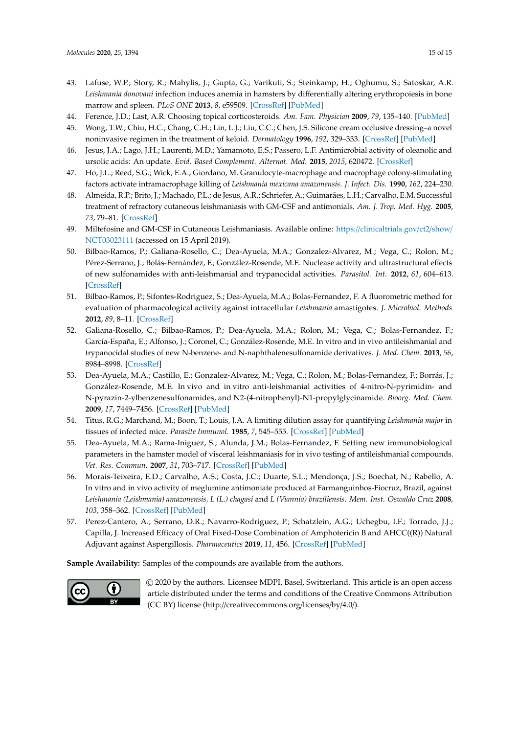43. Lafuse, W.P.; Story, R.; Mahylis, J.; Gupta, G.; Varikuti, S.; Steinkamp, H.; Oghumu, S.; Satoskar, A.R. *Leishmania donovani* infection induces anemia in hamsters by differentially altering erythropoiesis in bone marrow and spleen. *PLoS ONE* **2013**, *8*, e59509. [CrossRef] [PubMed]
44. Ference, J.D.; Last, A.R. Choosing topical corticosteroids. *Am. Fam. Physician* **2009**, *79*, 135–140. [PubMed]
45. Wong, T.W.; Chiu, H.C.; Chang, C.H.; Lin, L.J.; Liu, C.C.; Chen, J.S. Silicone cream occlusive dressing–a novel noninvasive regimen in the treatment of keloid. *Dermatology* **1996**, *192*, 329–333. [CrossRef] [PubMed]
46. Jesus, J.A.; Lago, J.H.; Laurenti, M.D.; Yamamoto, E.S.; Passero, L.F. Antimicrobial activity of oleanolic and ursolic acids: An update. *Evid. Based Complement. Alternat. Med.* **2015**, *2015*, 620472. [CrossRef]
47. Ho, J.L.; Reed, S.G.; Wick, E.A.; Giordano, M. Granulocyte-macrophage and macrophage colony-stimulating factors activate intramacrophage killing of *Leishmania mexicana amazonensis*. *J. Infect. Dis.* **1990**, *162*, 224–230.
48. Almeida, R.P.; Brito, J.; Machado, P.L.; de Jesus, A.R.; Schriefer, A.; Guimarães, L.H.; Carvalho, E.M. Successful treatment of refractory cutaneous leishmaniasis with GM-CSF and antimonials. *Am. J. Trop. Med. Hyg.* **2005**, *73*, 79–81. [CrossRef]
49. Miltefosine and GM-CSF in Cutaneous Leishmaniasis. Available online: https://clinicaltrials.gov/ct2/show/NCT03023111 (accessed on 15 April 2019).
50. Bilbao-Ramos, P.; Galiana-Rosello, C.; Dea-Ayuela, M.A.; Gonzalez-Alvarez, M.; Vega, C.; Rolon, M.; Pérez-Serrano, J.; Bolás-Fernández, F.; González-Rosende, M.E. Nuclease activity and ultrastructural effects of new sulfonamides with anti-leishmanial and trypanocidal activities. *Parasitol. Int.* **2012**, *61*, 604–613. [CrossRef]
51. Bilbao-Ramos, P.; Sifontes-Rodriguez, S.; Dea-Ayuela, M.A.; Bolas-Fernandez, F. A fluorometric method for evaluation of pharmacological activity against intracellular *Leishmania* amastigotes. *J. Microbiol. Methods* **2012**, *89*, 8–11. [CrossRef]
52. Galiana-Rosello, C.; Bilbao-Ramos, P.; Dea-Ayuela, M.A.; Rolon, M.; Vega, C.; Bolas-Fernandez, F.; García-España, E.; Alfonso, J.; Coronel, C.; González-Rosende, M.E. In vitro and in vivo antileishmanial and trypanocidal studies of new N-benzene- and N-naphthalenesulfonamide derivatives. *J. Med. Chem.* **2013**, *56*, 8984–8998. [CrossRef]
53. Dea-Ayuela, M.A.; Castillo, E.; Gonzalez-Alvarez, M.; Vega, C.; Rolon, M.; Bolas-Fernandez, F.; Borrás, J.; González-Rosende, M.E. In vivo and in vitro anti-leishmanial activities of 4-nitro-N-pyrimidin- and N-pyrazin-2-ylbenzenesulfonamides, and N2-(4-nitrophenyl)-N1-propylglycinamide. *Bioorg. Med. Chem.* **2009**, *17*, 7449–7456. [CrossRef] [PubMed]
54. Titus, R.G.; Marchand, M.; Boon, T.; Louis, J.A. A limiting dilution assay for quantifying *Leishmania major* in tissues of infected mice. *Parasite Immunol.* **1985**, *7*, 545–555. [CrossRef] [PubMed]
55. Dea-Ayuela, M.A.; Rama-Iniguez, S.; Alunda, J.M.; Bolas-Fernandez, F. Setting new immunobiological parameters in the hamster model of visceral leishmaniasis for in vivo testing of antileishmanial compounds. *Vet. Res. Commun.* **2007**, *31*, 703–717. [CrossRef] [PubMed]
56. Morais-Teixeira, E.D.; Carvalho, A.S.; Costa, J.C.; Duarte, S.L.; Mendonça, J.S.; Boechat, N.; Rabello, A. In vitro and in vivo activity of meglumine antimoniate produced at Farmanguinhos-Fiocruz, Brazil, against *Leishmania (Leishmania) amazonensis*, *L (L.) chagasi* and *L (Viannia) braziliensis*. *Mem. Inst. Oswaldo Cruz* **2008**, *103*, 358–362. [CrossRef] [PubMed]
57. Perez-Cantero, A.; Serrano, D.R.; Navarro-Rodriguez, P.; Schatzlein, A.G.; Uchegbu, I.F.; Torrado, J.J.; Capilla, J. Increased Efficacy of Oral Fixed-Dose Combination of Amphotericin B and AHCC((R)) Natural Adjuvant against Aspergillosis. *Pharmaceutics* **2019**, *11*, 456. [CrossRef] [PubMed]

**Sample Availability:** Samples of the compounds are available from the authors.

© 2020 by the authors. Licensee MDPI, Basel, Switzerland. This article is an open access article distributed under the terms and conditions of the Creative Commons Attribution (CC BY) license (http://creativecommons.org/licenses/by/4.0/).